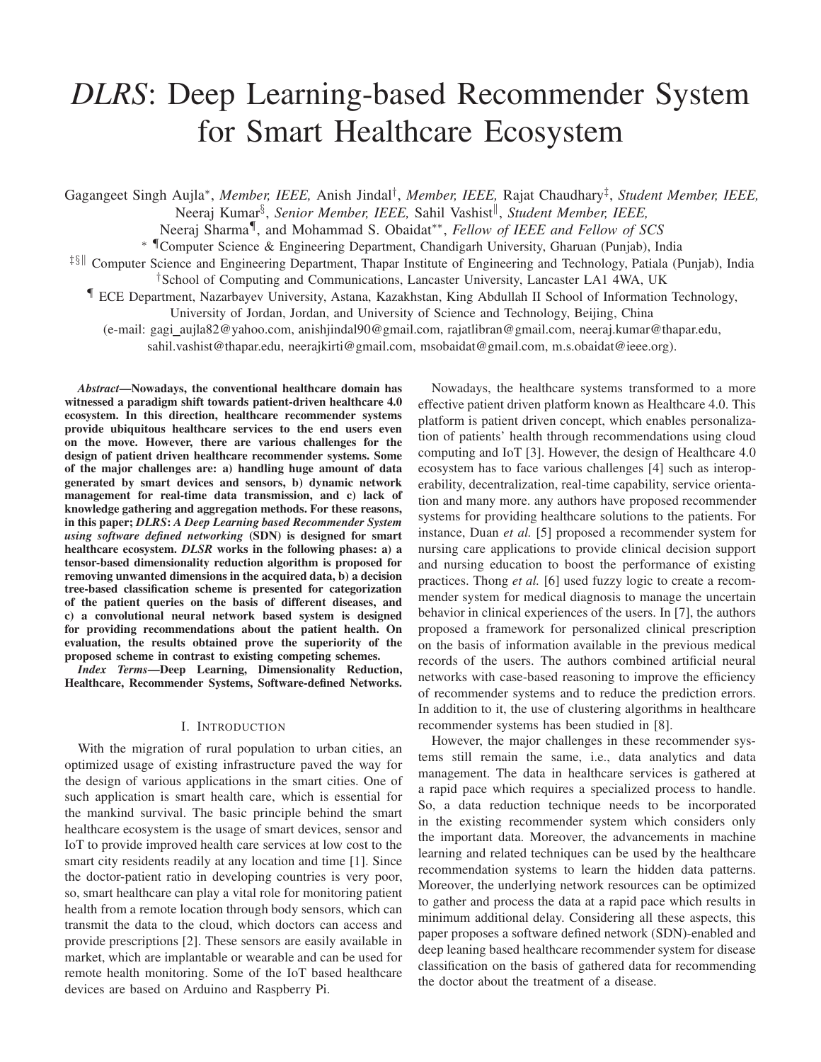# *DLRS*: Deep Learning-based Recommender System for Smart Healthcare Ecosystem

Gagangeet Singh Aujla[∗], *Member, IEEE,* Anish Jindal[†], *Member, IEEE,* Rajat Chaudhary[‡], *Student Member, IEEE,* Neeraj Kumar[§], *Senior Member, IEEE,* Sahil Vashist[‖], *Student Member, IEEE,* Neeraj Sharma[¶], and Mohammad S. Obaidat[∗∗], *Fellow of IEEE and Fellow of SCS*

[∗ ¶]Computer Science & Engineering Department, Chandigarh University, Gharuan (Punjab), India

[‡§‖] Computer Science and Engineering Department, Thapar Institute of Engineering and Technology, Patiala (Punjab), India

[†]School of Computing and Communications, Lancaster University, Lancaster LA1 4WA, UK

[¶] ECE Department, Nazarbayev University, Astana, Kazakhstan, King Abdullah II School of Information Technology, University of Jordan, Jordan, and University of Science and Technology, Beijing, China

(e-mail: gagi_aujla82@yahoo.com, anishjindal90@gmail.com, rajatlibran@gmail.com, neeraj.kumar@thapar.edu, sahil.vashist@thapar.edu, neerajkirti@gmail.com, msobaidat@gmail.com, m.s.obaidat@ieee.org).

***Abstract*—Nowadays, the conventional healthcare domain has witnessed a paradigm shift towards patient-driven healthcare 4.0 ecosystem. In this direction, healthcare recommender systems provide ubiquitous healthcare services to the end users even on the move. However, there are various challenges for the design of patient driven healthcare recommender systems. Some of the major challenges are: a) handling huge amount of data generated by smart devices and sensors, b) dynamic network management for real-time data transmission, and c) lack of knowledge gathering and aggregation methods. For these reasons, in this paper; *DLRS*: *A Deep Learning based Recommender System using software defined networking* (SDN) is designed for smart healthcare ecosystem. *DLSR* works in the following phases: a) a tensor-based dimensionality reduction algorithm is proposed for removing unwanted dimensions in the acquired data, b) a decision tree-based classification scheme is presented for categorization of the patient queries on the basis of different diseases, and c) a convolutional neural network based system is designed for providing recommendations about the patient health. On evaluation, the results obtained prove the superiority of the proposed scheme in contrast to existing competing schemes.**

***Index Terms*—Deep Learning, Dimensionality Reduction, Healthcare, Recommender Systems, Software-defined Networks.**

## I. Introduction

With the migration of rural population to urban cities, an optimized usage of existing infrastructure paved the way for the design of various applications in the smart cities. One of such application is smart health care, which is essential for the mankind survival. The basic principle behind the smart healthcare ecosystem is the usage of smart devices, sensor and IoT to provide improved health care services at low cost to the smart city residents readily at any location and time [1]. Since the doctor-patient ratio in developing countries is very poor, so, smart healthcare can play a vital role for monitoring patient health from a remote location through body sensors, which can transmit the data to the cloud, which doctors can access and provide prescriptions [2]. These sensors are easily available in market, which are implantable or wearable and can be used for remote health monitoring. Some of the IoT based healthcare devices are based on Arduino and Raspberry Pi.

Nowadays, the healthcare systems transformed to a more effective patient driven platform known as Healthcare 4.0. This platform is patient driven concept, which enables personalization of patients' health through recommendations using cloud computing and IoT [3]. However, the design of Healthcare 4.0 ecosystem has to face various challenges [4] such as interoperability, decentralization, real-time capability, service orientation and many more. any authors have proposed recommender systems for providing healthcare solutions to the patients. For instance, Duan *et al.* [5] proposed a recommender system for nursing care applications to provide clinical decision support and nursing education to boost the performance of existing practices. Thong *et al.* [6] used fuzzy logic to create a recommender system for medical diagnosis to manage the uncertain behavior in clinical experiences of the users. In [7], the authors proposed a framework for personalized clinical prescription on the basis of information available in the previous medical records of the users. The authors combined artificial neural networks with case-based reasoning to improve the efficiency of recommender systems and to reduce the prediction errors. In addition to it, the use of clustering algorithms in healthcare recommender systems has been studied in [8].

However, the major challenges in these recommender systems still remain the same, i.e., data analytics and data management. The data in healthcare services is gathered at a rapid pace which requires a specialized process to handle. So, a data reduction technique needs to be incorporated in the existing recommender system which considers only the important data. Moreover, the advancements in machine learning and related techniques can be used by the healthcare recommendation systems to learn the hidden data patterns. Moreover, the underlying network resources can be optimized to gather and process the data at a rapid pace which results in minimum additional delay. Considering all these aspects, this paper proposes a software defined network (SDN)-enabled and deep leaning based healthcare recommender system for disease classification on the basis of gathered data for recommending the doctor about the treatment of a disease.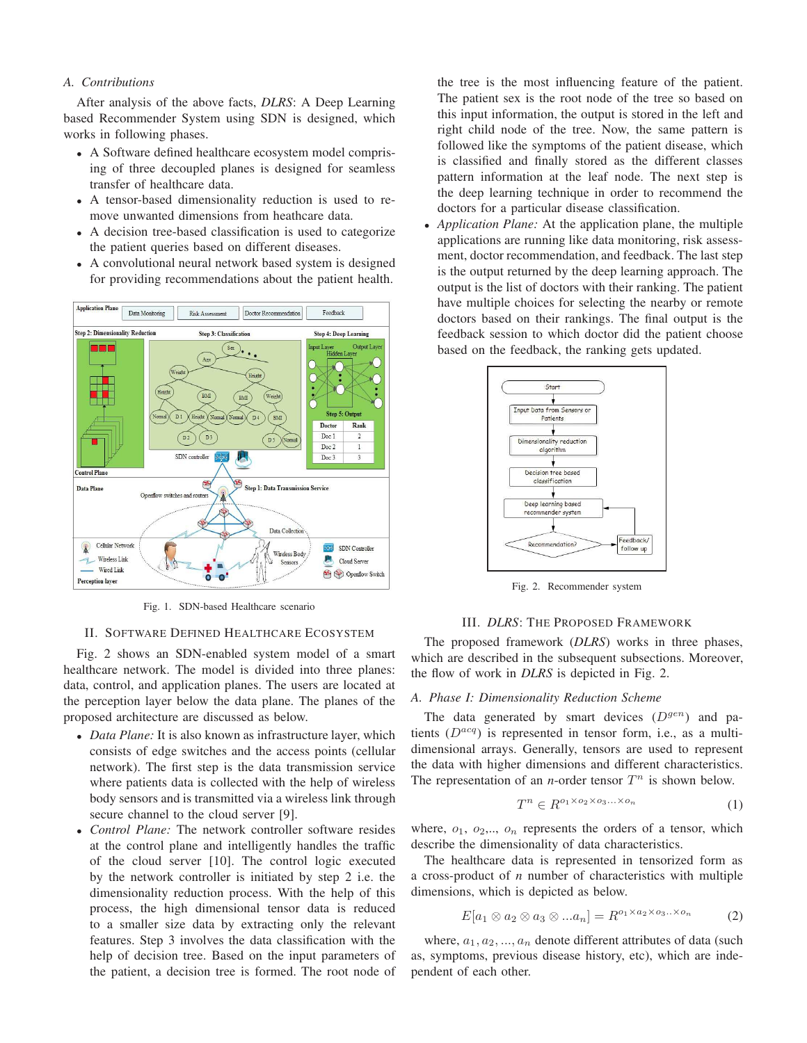### A. Contributions

After analysis of the above facts, *DLRS*: A Deep Learning based Recommender System using SDN is designed, which works in following phases.

- A Software defined healthcare ecosystem model comprising of three decoupled planes is designed for seamless transfer of healthcare data.
- A tensor-based dimensionality reduction is used to remove unwanted dimensions from heathcare data.
- A decision tree-based classification is used to categorize the patient queries based on different diseases.
- A convolutional neural network based system is designed for providing recommendations about the patient health.

Fig. 1. SDN-based Healthcare scenario

## II. Software Defined Healthcare Ecosystem

Fig. 2 shows an SDN-enabled system model of a smart healthcare network. The model is divided into three planes: data, control, and application planes. The users are located at the perception layer below the data plane. The planes of the proposed architecture are discussed as below.

- *Data Plane:* It is also known as infrastructure layer, which consists of edge switches and the access points (cellular network). The first step is the data transmission service where patients data is collected with the help of wireless body sensors and is transmitted via a wireless link through secure channel to the cloud server [9].
- *Control Plane:* The network controller software resides at the control plane and intelligently handles the traffic of the cloud server [10]. The control logic executed by the network controller is initiated by step 2 i.e. the dimensionality reduction process. With the help of this process, the high dimensional tensor data is reduced to a smaller size data by extracting only the relevant features. Step 3 involves the data classification with the help of decision tree. Based on the input parameters of the patient, a decision tree is formed. The root node of the tree is the most influencing feature of the patient. The patient sex is the root node of the tree so based on this input information, the output is stored in the left and right child node of the tree. Now, the same pattern is followed like the symptoms of the patient disease, which is classified and finally stored as the different classes pattern information at the leaf node. The next step is the deep learning technique in order to recommend the doctors for a particular disease classification.
- *Application Plane:* At the application plane, the multiple applications are running like data monitoring, risk assessment, doctor recommendation, and feedback. The last step is the output returned by the deep learning approach. The output is the list of doctors with their ranking. The patient have multiple choices for selecting the nearby or remote doctors based on their rankings. The final output is the feedback session to which doctor did the patient choose based on the feedback, the ranking gets updated.

Fig. 2. Recommender system

## III. *DLRS*: The Proposed Framework

The proposed framework (*DLRS*) works in three phases, which are described in the subsequent subsections. Moreover, the flow of work in *DLRS* is depicted in Fig. 2.

### A. Phase I: Dimensionality Reduction Scheme

The data generated by smart devices ($D^{gen}$) and patients ($D^{acq}$) is represented in tensor form, i.e., as a multi-dimensional arrays. Generally, tensors are used to represent the data with higher dimensions and different characteristics. The representation of an *n*-order tensor $T^n$ is shown below.

$$T^n \in R^{o_1 \times o_2 \times o_3 \ldots \times o_n} \tag{1}$$

where, $o_1$, $o_2$,..., $o_n$ represents the orders of a tensor, which describe the dimensionality of data characteristics.

The healthcare data is represented in tensorized form as a cross-product of *n* number of characteristics with multiple dimensions, which is depicted as below.

$$E[a_1 \otimes a_2 \otimes a_3 \otimes \ldots a_n] = R^{o_1 \times a_2 \times o_3 \ldots \times o_n} \tag{2}$$

where, $a_1, a_2, ..., a_n$ denote different attributes of data (such as, symptoms, previous disease history, etc), which are independent of each other.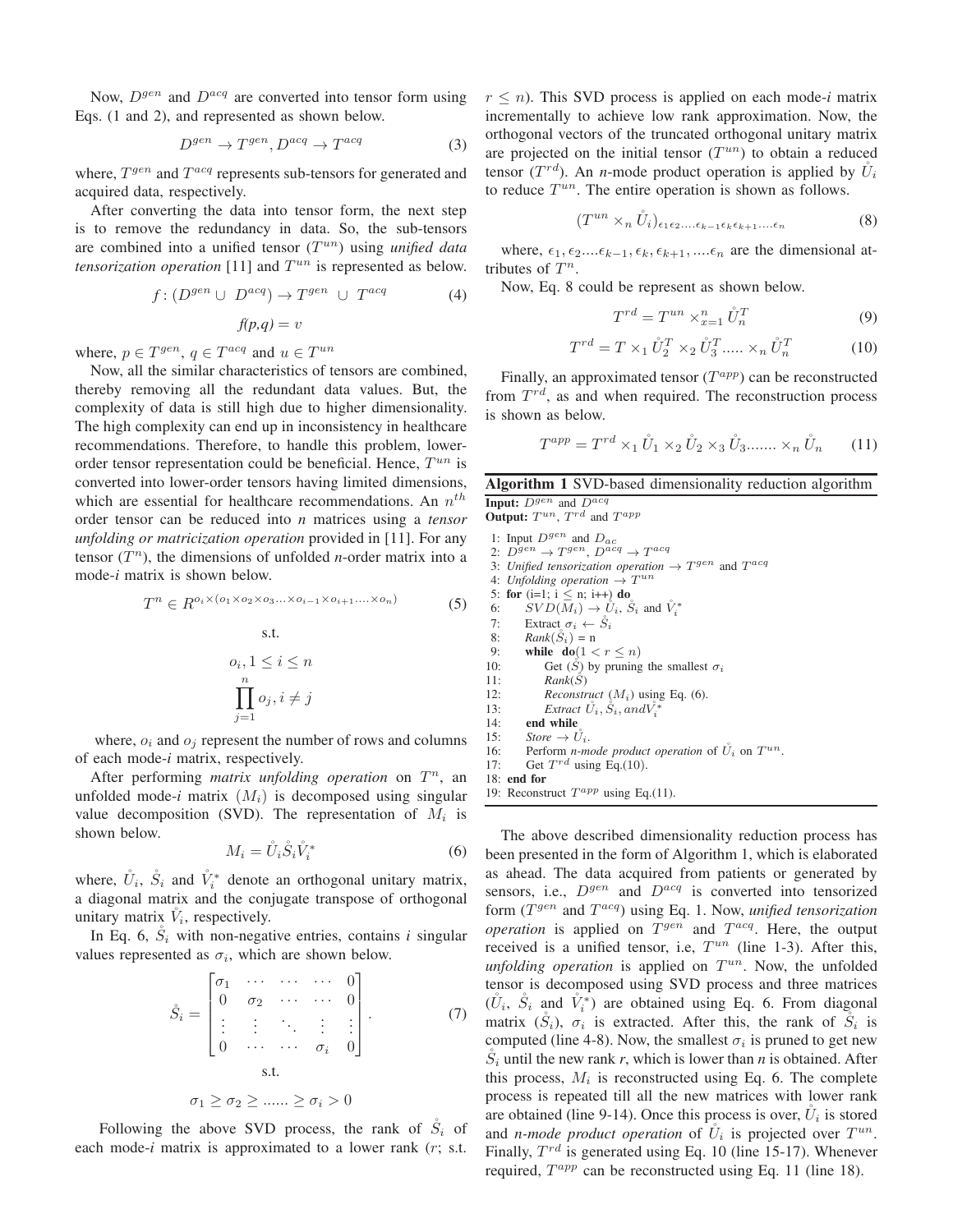Now, $D^{gen}$ and $D^{acq}$ are converted into tensor form using Eqs. (1 and 2), and represented as shown below.

$$D^{gen} \rightarrow T^{gen}, D^{acq} \rightarrow T^{acq} \tag{3}$$

where, $T^{gen}$ and $T^{acq}$ represents sub-tensors for generated and acquired data, respectively.

After converting the data into tensor form, the next step is to remove the redundancy in data. So, the sub-tensors are combined into a unified tensor ($T^{un}$) using *unified data tensorization operation* [11] and $T^{un}$ is represented as below.

$$f\colon (D^{gen} \cup \; D^{acq}) \rightarrow T^{gen} \; \cup \; T^{acq} \tag{4}$$

$$f(p,q) = v$$

where, $p \in T^{gen}$, $q \in T^{acq}$ and $u \in T^{un}$

Now, all the similar characteristics of tensors are combined, thereby removing all the redundant data values. But, the complexity of data is still high due to higher dimensionality. The high complexity can end up in inconsistency in healthcare recommendations. Therefore, to handle this problem, lower-order tensor representation could be beneficial. Hence, $T^{un}$ is converted into lower-order tensors having limited dimensions, which are essential for healthcare recommendations. An $n^{th}$ order tensor can be reduced into *n* matrices using a *tensor unfolding or matricization operation* provided in [11]. For any tensor ($T^n$), the dimensions of unfolded *n*-order matrix into a mode-*i* matrix is shown below.

$$T^n \in R^{o_i \times (o_1 \times o_2 \times o_3 \ldots \times o_{i-1} \times o_{i+1} \ldots . \times o_n)} \tag{5}$$

s.t.

$$o_i, 1 \leq i \leq n$$

$$\prod_{j=1}^{n} o_j, i \neq j$$

where, $o_i$ and $o_j$ represent the number of rows and columns of each mode-*i* matrix, respectively.

After performing *matrix unfolding operation* on $T^n$, an unfolded mode-*i* matrix ($M_i$) is decomposed using singular value decomposition (SVD). The representation of $M_i$ is shown below.

$$M_i = \mathring{U}_i \mathring{S}_i \mathring{V}_i^* \tag{6}$$

where, $\mathring{U}_i$, $\mathring{S}_i$ and $\mathring{V}_i^*$ denote an orthogonal unitary matrix, a diagonal matrix and the conjugate transpose of orthogonal unitary matrix $\mathring{V}_i$, respectively.

In Eq. 6, $\mathring{S}_i$ with non-negative entries, contains *i* singular values represented as $\sigma_i$, which are shown below.

$$\mathring{S}_i = \begin{bmatrix} \sigma_1 & \cdots & \cdots & \cdots & 0 \\ 0 & \sigma_2 & \cdots & \cdots & 0 \\ \vdots & \vdots & \ddots & \vdots & \vdots \\ 0 & \cdots & \cdots & \sigma_i & 0 \end{bmatrix}. \tag{7}$$

s.t.

$$\sigma_1 \geq \sigma_2 \geq \ldots\ldots \geq \sigma_i > 0$$

Following the above SVD process, the rank of $\mathring{S}_i$ of each mode-*i* matrix is approximated to a lower rank ($r$; s.t. $r \leq n$). This SVD process is applied on each mode-*i* matrix incrementally to achieve low rank approximation. Now, the orthogonal vectors of the truncated orthogonal unitary matrix are projected on the initial tensor ($T^{un}$) to obtain a reduced tensor ($T^{rd}$). An *n*-mode product operation is applied by $\mathring{U}_i$ to reduce $T^{un}$. The entire operation is shown as follows.

$$(T^{un} \times_n \mathring{U}_i)_{\epsilon_1 \epsilon_2 \ldots . \epsilon_{k-1} \epsilon_k \epsilon_{k+1} \ldots . \epsilon_n} \tag{8}$$

where, $\epsilon_1, \epsilon_2 \ldots . \epsilon_{k-1}, \epsilon_k, \epsilon_{k+1}, \ldots . \epsilon_n$ are the dimensional attributes of $T^n$.

Now, Eq. 8 could be represent as shown below.

$$T^{rd} = T^{un} \times_{x=1}^{n} \mathring{U}_n^T \tag{9}$$

$$T^{rd} = T \times_1 \mathring{U}_2^T \times_2 \mathring{U}_3^T \ldots .. \times_n \mathring{U}_n^T \tag{10}$$

Finally, an approximated tensor ($T^{app}$) can be reconstructed from $T^{rd}$, as and when required. The reconstruction process is shown as below.

$$T^{app} = T^{rd} \times_1 \mathring{U}_1 \times_2 \mathring{U}_2 \times_3 \mathring{U}_3 \ldots \ldots . \times_n \mathring{U}_n \tag{11}$$

**Algorithm 1** SVD-based dimensionality reduction algorithm

**Input:** $D^{gen}$ and $D^{acq}$
**Output:** $T^{un}$, $T^{rd}$ and $T^{app}$

1: Input $D^{gen}$ and $D_{ac}$
2: $D^{gen} \rightarrow T^{gen}$, $D^{acq} \rightarrow T^{acq}$
3: *Unified tensorization operation* $\rightarrow T^{gen}$ and $T^{acq}$
4: *Unfolding operation* $\rightarrow T^{un}$
5: **for** (i=1; i $\leq$ n; i++) **do**
6: $\quad SVD(M_i) \rightarrow \mathring{U}_i$, $\mathring{S}_i$ and $\mathring{V}_i^*$
7: $\quad$ Extract $\sigma_i \leftarrow \mathring{S}_i$
8: $\quad$ *Rank*($\mathring{S}_i$) = n
9: $\quad$ **while do**($1 < r \leq n$)
10: $\quad\quad$ Get ($\mathring{S}$) by pruning the smallest $\sigma_i$
11: $\quad\quad$ *Rank*($\mathring{S}$)
12: $\quad\quad$ *Reconstruct* ($M_i$) using Eq. (6).
13: $\quad\quad$ *Extract* $\mathring{U}_i, \mathring{S}_i, and \mathring{V}_i^*$
14: $\quad$ **end while**
15: $\quad$ *Store* $\rightarrow \mathring{U}_i$.
16: $\quad$ Perform *n-mode product operation* of $\mathring{U}_i$ on $T^{un}$.
17: $\quad$ Get $T^{rd}$ using Eq.(10).
18: **end for**
19: Reconstruct $T^{app}$ using Eq.(11).

The above described dimensionality reduction process has been presented in the form of Algorithm 1, which is elaborated as ahead. The data acquired from patients or generated by sensors, i.e., $D^{gen}$ and $D^{acq}$ is converted into tensorized form ($T^{gen}$ and $T^{acq}$) using Eq. 1. Now, *unified tensorization operation* is applied on $T^{gen}$ and $T^{acq}$. Here, the output received is a unified tensor, i.e, $T^{un}$ (line 1-3). After this, *unfolding operation* is applied on $T^{un}$. Now, the unfolded tensor is decomposed using SVD process and three matrices ($\mathring{U}_i$, $\mathring{S}_i$ and $\mathring{V}_i^*$) are obtained using Eq. 6. From diagonal matrix ($\mathring{S}_i$), $\sigma_i$ is extracted. After this, the rank of $\mathring{S}_i$ is computed (line 4-8). Now, the smallest $\sigma_i$ is pruned to get new $\mathring{S}_i$ until the new rank *r*, which is lower than *n* is obtained. After this process, $M_i$ is reconstructed using Eq. 6. The complete process is repeated till all the new matrices with lower rank are obtained (line 9-14). Once this process is over, $\mathring{U}_i$ is stored and *n-mode product operation* of $\mathring{U}_i$ is projected over $T^{un}$. Finally, $T^{rd}$ is generated using Eq. 10 (line 15-17). Whenever required, $T^{app}$ can be reconstructed using Eq. 11 (line 18).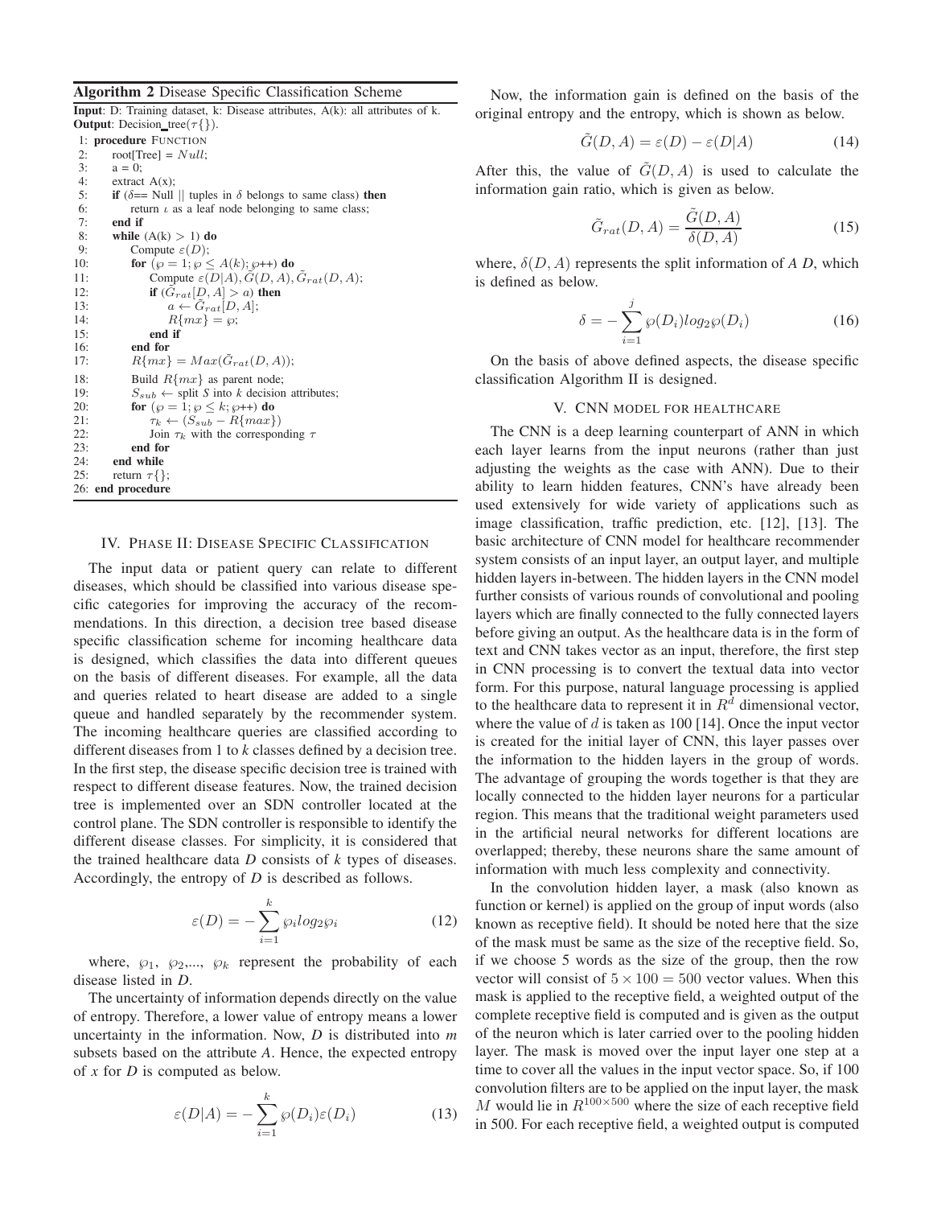**Algorithm 2** Disease Specific Classification Scheme

**Input**: D: Training dataset, k: Disease attributes, A(k): all attributes of k.
**Output**: Decision_tree($\tau\{\}$).

```
1: procedure FUNCTION
2:     root[Tree] = Null;
3:     a = 0;
4:     extract A(x);
5:     if (δ== Null || tuples in δ belongs to same class) then
6:         return ι as a leaf node belonging to same class;
7:     end if
8:     while (A(k) > 1) do
9:         Compute ε(D);
10:        for (℘ = 1; ℘ ≤ A(k); ℘++) do
11:            Compute ε(D|A), G̃(D, A), G̃_rat(D, A);
12:            if (G̃_rat[D, A] > a) then
13:                a ← G̃_rat[D, A];
14:                R{mx} = ℘;
15:            end if
16:        end for
17:        R{mx} = Max(G̃_rat(D, A));
18:        Build R{mx} as parent node;
19:        S_sub ← split S into k decision attributes;
20:        for (℘ = 1; ℘ ≤ k; ℘++) do
21:            τ_k ← (S_sub − R{max})
22:            Join τ_k with the corresponding τ
23:        end for
24:    end while
25:    return τ{};
26: end procedure
```

## IV. Phase II: Disease Specific Classification

The input data or patient query can relate to different diseases, which should be classified into various disease specific categories for improving the accuracy of the recommendations. In this direction, a decision tree based disease specific classification scheme for incoming healthcare data is designed, which classifies the data into different queues on the basis of different diseases. For example, all the data and queries related to heart disease are added to a single queue and handled separately by the recommender system. The incoming healthcare queries are classified according to different diseases from 1 to *k* classes defined by a decision tree. In the first step, the disease specific decision tree is trained with respect to different disease features. Now, the trained decision tree is implemented over an SDN controller located at the control plane. The SDN controller is responsible to identify the different disease classes. For simplicity, it is considered that the trained healthcare data *D* consists of *k* types of diseases. Accordingly, the entropy of *D* is described as follows.

$$\varepsilon(D) = -\sum_{i=1}^{k} \wp_i log_2 \wp_i \tag{12}$$

where, $\wp_1$, $\wp_2$,..., $\wp_k$ represent the probability of each disease listed in *D*.

The uncertainty of information depends directly on the value of entropy. Therefore, a lower value of entropy means a lower uncertainty in the information. Now, *D* is distributed into *m* subsets based on the attribute *A*. Hence, the expected entropy of *x* for *D* is computed as below.

$$\varepsilon(D|A) = -\sum_{i=1}^{k} \wp(D_i)\varepsilon(D_i) \tag{13}$$

Now, the information gain is defined on the basis of the original entropy and the entropy, which is shown as below.

$$\tilde{G}(D, A) = \varepsilon(D) - \varepsilon(D|A) \tag{14}$$

After this, the value of $\tilde{G}(D, A)$ is used to calculate the information gain ratio, which is given as below.

$$\tilde{G}_{rat}(D, A) = \frac{\tilde{G}(D, A)}{\delta(D, A)} \tag{15}$$

where, $\delta(D, A)$ represents the split information of *A D*, which is defined as below.

$$\delta = -\sum_{i=1}^{j} \wp(D_i) log_2 \wp(D_i) \tag{16}$$

On the basis of above defined aspects, the disease specific classification Algorithm II is designed.

## V. CNN Model for Healthcare

The CNN is a deep learning counterpart of ANN in which each layer learns from the input neurons (rather than just adjusting the weights as the case with ANN). Due to their ability to learn hidden features, CNN's have already been used extensively for wide variety of applications such as image classification, traffic prediction, etc. [12], [13]. The basic architecture of CNN model for healthcare recommender system consists of an input layer, an output layer, and multiple hidden layers in-between. The hidden layers in the CNN model further consists of various rounds of convolutional and pooling layers which are finally connected to the fully connected layers before giving an output. As the healthcare data is in the form of text and CNN takes vector as an input, therefore, the first step in CNN processing is to convert the textual data into vector form. For this purpose, natural language processing is applied to the healthcare data to represent it in $R^d$ dimensional vector, where the value of $d$ is taken as 100 [14]. Once the input vector is created for the initial layer of CNN, this layer passes over the information to the hidden layers in the group of words. The advantage of grouping the words together is that they are locally connected to the hidden layer neurons for a particular region. This means that the traditional weight parameters used in the artificial neural networks for different locations are overlapped; thereby, these neurons share the same amount of information with much less complexity and connectivity.

In the convolution hidden layer, a mask (also known as function or kernel) is applied on the group of input words (also known as receptive field). It should be noted here that the size of the mask must be same as the size of the receptive field. So, if we choose 5 words as the size of the group, then the row vector will consist of $5 \times 100 = 500$ vector values. When this mask is applied to the receptive field, a weighted output of the complete receptive field is computed and is given as the output of the neuron which is later carried over to the pooling hidden layer. The mask is moved over the input layer one step at a time to cover all the values in the input vector space. So, if 100 convolution filters are to be applied on the input layer, the mask $M$ would lie in $R^{100\times500}$ where the size of each receptive field in 500. For each receptive field, a weighted output is computed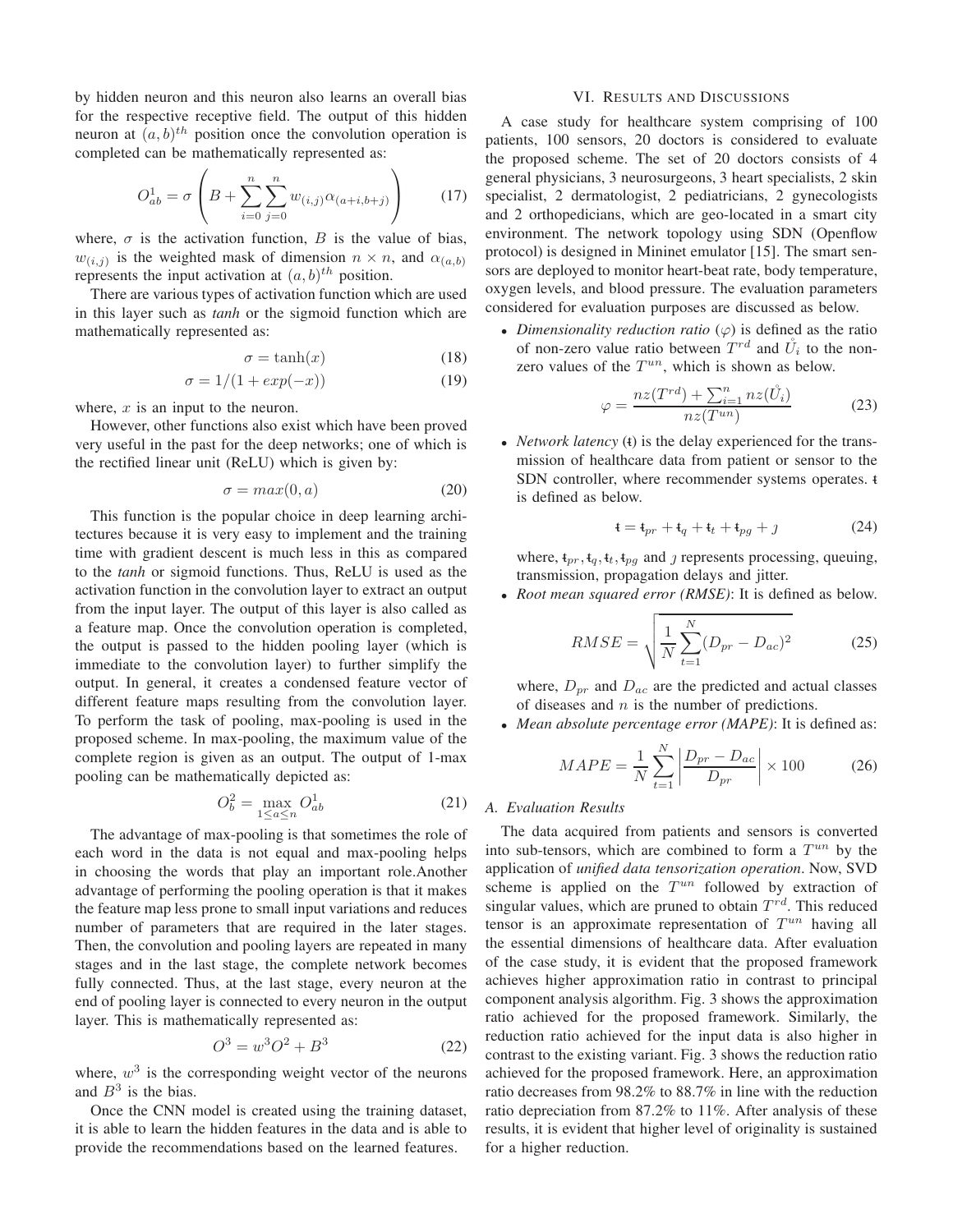by hidden neuron and this neuron also learns an overall bias for the respective receptive field. The output of this hidden neuron at $(a, b)^{th}$ position once the convolution operation is completed can be mathematically represented as:

$$O^1_{ab} = \sigma \left( B + \sum_{i=0}^{n} \sum_{j=0}^{n} w_{(i,j)} \alpha_{(a+i, b+j)} \right) \tag{17}$$

where, $\sigma$ is the activation function, $B$ is the value of bias, $w_{(i,j)}$ is the weighted mask of dimension $n \times n$, and $\alpha_{(a,b)}$ represents the input activation at $(a, b)^{th}$ position.

There are various types of activation function which are used in this layer such as *tanh* or the sigmoid function which are mathematically represented as:

$$\sigma = \tanh(x) \tag{18}$$

$$\sigma = 1/(1 + exp(-x)) \tag{19}$$

where, $x$ is an input to the neuron.

However, other functions also exist which have been proved very useful in the past for the deep networks; one of which is the rectified linear unit (ReLU) which is given by:

$$\sigma = max(0, a) \tag{20}$$

This function is the popular choice in deep learning architectures because it is very easy to implement and the training time with gradient descent is much less in this as compared to the *tanh* or sigmoid functions. Thus, ReLU is used as the activation function in the convolution layer to extract an output from the input layer. The output of this layer is also called as a feature map. Once the convolution operation is completed, the output is passed to the hidden pooling layer (which is immediate to the convolution layer) to further simplify the output. In general, it creates a condensed feature vector of different feature maps resulting from the convolution layer. To perform the task of pooling, max-pooling is used in the proposed scheme. In max-pooling, the maximum value of the complete region is given as an output. The output of 1-max pooling can be mathematically depicted as:

$$O^2_b = \max_{1 \le a \le n} O^1_{ab} \tag{21}$$

The advantage of max-pooling is that sometimes the role of each word in the data is not equal and max-pooling helps in choosing the words that play an important role.Another advantage of performing the pooling operation is that it makes the feature map less prone to small input variations and reduces number of parameters that are required in the later stages. Then, the convolution and pooling layers are repeated in many stages and in the last stage, the complete network becomes fully connected. Thus, at the last stage, every neuron at the end of pooling layer is connected to every neuron in the output layer. This is mathematically represented as:

$$O^3 = w^3 O^2 + B^3 \tag{22}$$

where, $w^3$ is the corresponding weight vector of the neurons and $B^3$ is the bias.

Once the CNN model is created using the training dataset, it is able to learn the hidden features in the data and is able to provide the recommendations based on the learned features.

## VI. Results and Discussions

A case study for healthcare system comprising of 100 patients, 100 sensors, 20 doctors is considered to evaluate the proposed scheme. The set of 20 doctors consists of 4 general physicians, 3 neurosurgeons, 3 heart specialists, 2 skin specialist, 2 dermatologist, 2 pediatricians, 2 gynecologists and 2 orthopedicians, which are geo-located in a smart city environment. The network topology using SDN (Openflow protocol) is designed in Mininet emulator [15]. The smart sensors are deployed to monitor heart-beat rate, body temperature, oxygen levels, and blood pressure. The evaluation parameters considered for evaluation purposes are discussed as below.

- *Dimensionality reduction ratio* ($\varphi$) is defined as the ratio of non-zero value ratio between $T^{rd}$ and $\mathring{U}_i$ to the non-zero values of the $T^{un}$, which is shown as below.

$$\varphi = \frac{nz(T^{rd}) + \sum_{i=1}^{n} nz(\mathring{U}_i)}{nz(T^{un})} \tag{23}$$

- *Network latency* ($\mathfrak{t}$) is the delay experienced for the transmission of healthcare data from patient or sensor to the SDN controller, where recommender systems operates. $\mathfrak{t}$ is defined as below.

$$\mathfrak{t} = \mathfrak{t}_{pr} + \mathfrak{t}_q + \mathfrak{t}_t + \mathfrak{t}_{pg} + \jmath \tag{24}$$

  where, $\mathfrak{t}_{pr}, \mathfrak{t}_q, \mathfrak{t}_t, \mathfrak{t}_{pg}$ and $\jmath$ represents processing, queuing, transmission, propagation delays and jitter.

- *Root mean squared error (RMSE)*: It is defined as below.

$$RMSE = \sqrt{\frac{1}{N} \sum_{t=1}^{N} (D_{pr} - D_{ac})^2} \tag{25}$$

  where, $D_{pr}$ and $D_{ac}$ are the predicted and actual classes of diseases and $n$ is the number of predictions.

- *Mean absolute percentage error (MAPE)*: It is defined as:

$$MAPE = \frac{1}{N} \sum_{t=1}^{N} \left| \frac{D_{pr} - D_{ac}}{D_{pr}} \right| \times 100 \tag{26}$$

### A. Evaluation Results

The data acquired from patients and sensors is converted into sub-tensors, which are combined to form a $T^{un}$ by the application of *unified data tensorization operation*. Now, SVD scheme is applied on the $T^{un}$ followed by extraction of singular values, which are pruned to obtain $T^{rd}$. This reduced tensor is an approximate representation of $T^{un}$ having all the essential dimensions of healthcare data. After evaluation of the case study, it is evident that the proposed framework achieves higher approximation ratio in contrast to principal component analysis algorithm. Fig. 3 shows the approximation ratio achieved for the proposed framework. Similarly, the reduction ratio achieved for the input data is also higher in contrast to the existing variant. Fig. 3 shows the reduction ratio achieved for the proposed framework. Here, an approximation ratio decreases from 98.2% to 88.7% in line with the reduction ratio depreciation from 87.2% to 11%. After analysis of these results, it is evident that higher level of originality is sustained for a higher reduction.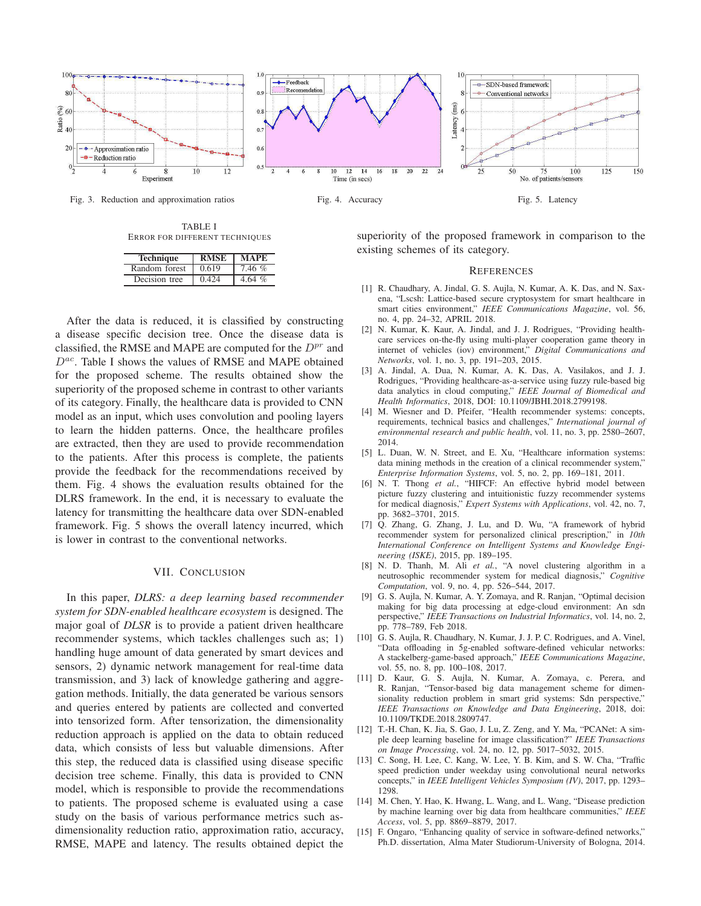100
80
60
40
20
0
Ratio (%)
2 4 6 8 10 12
Experiment
Approximation ratio
Reduction ratio

Fig. 3. Reduction and approximation ratios

1.0
0.9
0.8
0.7
0.6
0.5
2 4 6 8 10 12 14 16 18 20 22 24
Time (in secs)
Feedback
Recomendation

Fig. 4. Accuracy

10
8
6
4
2
0
Latency (ms)
25 50 75 100 125 150
No. of patients/sensors
SDN-based framework
Conventional networks

Fig. 5. Latency

TABLE I
ERROR FOR DIFFERENT TECHNIQUES

| Technique | RMSE | MAPE |
|---|---|---|
| Random forest | 0.619 | 7.46 % |
| Decision tree | 0.424 | 4.64 % |

After the data is reduced, it is classified by constructing a disease specific decision tree. Once the disease data is classified, the RMSE and MAPE are computed for the $D^{pr}$ and $D^{ac}$. Table I shows the values of RMSE and MAPE obtained for the proposed scheme. The results obtained show the superiority of the proposed scheme in contrast to other variants of its category. Finally, the healthcare data is provided to CNN model as an input, which uses convolution and pooling layers to learn the hidden patterns. Once, the healthcare profiles are extracted, then they are used to provide recommendation to the patients. After this process is complete, the patients provide the feedback for the recommendations received by them. Fig. 4 shows the evaluation results obtained for the DLRS framework. In the end, it is necessary to evaluate the latency for transmitting the healthcare data over SDN-enabled framework. Fig. 5 shows the overall latency incurred, which is lower in contrast to the conventional networks.

## VII. Conclusion

In this paper, *DLRS: a deep learning based recommender system for SDN-enabled healthcare ecosystem* is designed. The major goal of *DLSR* is to provide a patient driven healthcare recommender systems, which tackles challenges such as; 1) handling huge amount of data generated by smart devices and sensors, 2) dynamic network management for real-time data transmission, and 3) lack of knowledge gathering and aggregation methods. Initially, the data generated be various sensors and queries entered by patients are collected and converted into tensorized form. After tensorization, the dimensionality reduction approach is applied on the data to obtain reduced data, which consists of less but valuable dimensions. After this step, the reduced data is classified using disease specific decision tree scheme. Finally, this data is provided to CNN model, which is responsible to provide the recommendations to patients. The proposed scheme is evaluated using a case study on the basis of various performance metrics such as- dimensionality reduction ratio, approximation ratio, accuracy, RMSE, MAPE and latency. The results obtained depict the superiority of the proposed framework in comparison to the existing schemes of its category.

## References

[1] R. Chaudhary, A. Jindal, G. S. Aujla, N. Kumar, A. K. Das, and N. Saxena, "Lscsh: Lattice-based secure cryptosystem for smart healthcare in smart cities environment," *IEEE Communications Magazine*, vol. 56, no. 4, pp. 24–32, APRIL 2018.

[2] N. Kumar, K. Kaur, A. Jindal, and J. J. Rodrigues, "Providing healthcare services on-the-fly using multi-player cooperation game theory in internet of vehicles (iov) environment," *Digital Communications and Networks*, vol. 1, no. 3, pp. 191–203, 2015.

[3] A. Jindal, A. Dua, N. Kumar, A. K. Das, A. Vasilakos, and J. J. Rodrigues, "Providing healthcare-as-a-service using fuzzy rule-based big data analytics in cloud computing," *IEEE Journal of Biomedical and Health Informatics*, 2018, DOI: 10.1109/JBHI.2018.2799198.

[4] M. Wiesner and D. Pfeifer, "Health recommender systems: concepts, requirements, technical basics and challenges," *International journal of environmental research and public health*, vol. 11, no. 3, pp. 2580–2607, 2014.

[5] L. Duan, W. N. Street, and E. Xu, "Healthcare information systems: data mining methods in the creation of a clinical recommender system," *Enterprise Information Systems*, vol. 5, no. 2, pp. 169–181, 2011.

[6] N. T. Thong *et al.*, "HIFCF: An effective hybrid model between picture fuzzy clustering and intuitionistic fuzzy recommender systems for medical diagnosis," *Expert Systems with Applications*, vol. 42, no. 7, pp. 3682–3701, 2015.

[7] Q. Zhang, G. Zhang, J. Lu, and D. Wu, "A framework of hybrid recommender system for personalized clinical prescription," in *10th International Conference on Intelligent Systems and Knowledge Engineering (ISKE)*, 2015, pp. 189–195.

[8] N. D. Thanh, M. Ali *et al.*, "A novel clustering algorithm in a neutrosophic recommender system for medical diagnosis," *Cognitive Computation*, vol. 9, no. 4, pp. 526–544, 2017.

[9] G. S. Aujla, N. Kumar, A. Y. Zomaya, and R. Ranjan, "Optimal decision making for big data processing at edge-cloud environment: An sdn perspective," *IEEE Transactions on Industrial Informatics*, vol. 14, no. 2, pp. 778–789, Feb 2018.

[10] G. S. Aujla, R. Chaudhary, N. Kumar, J. J. P. C. Rodrigues, and A. Vinel, "Data offloading in 5g-enabled software-defined vehicular networks: A stackelberg-game-based approach," *IEEE Communications Magazine*, vol. 55, no. 8, pp. 100–108, 2017.

[11] D. Kaur, G. S. Aujla, N. Kumar, A. Zomaya, c. Perera, and R. Ranjan, "Tensor-based big data management scheme for dimensionality reduction problem in smart grid systems: Sdn perspective," *IEEE Transactions on Knowledge and Data Engineering*, 2018, doi: 10.1109/TKDE.2018.2809747.

[12] T.-H. Chan, K. Jia, S. Gao, J. Lu, Z. Zeng, and Y. Ma, "PCANet: A simple deep learning baseline for image classification?" *IEEE Transactions on Image Processing*, vol. 24, no. 12, pp. 5017–5032, 2015.

[13] C. Song, H. Lee, C. Kang, W. Lee, Y. B. Kim, and S. W. Cha, "Traffic speed prediction under weekday using convolutional neural networks concepts," in *IEEE Intelligent Vehicles Symposium (IV)*, 2017, pp. 1293–1298.

[14] M. Chen, Y. Hao, K. Hwang, L. Wang, and L. Wang, "Disease prediction by machine learning over big data from healthcare communities," *IEEE Access*, vol. 5, pp. 8869–8879, 2017.

[15] F. Ongaro, "Enhancing quality of service in software-defined networks," Ph.D. dissertation, Alma Mater Studiorum-University of Bologna, 2014.